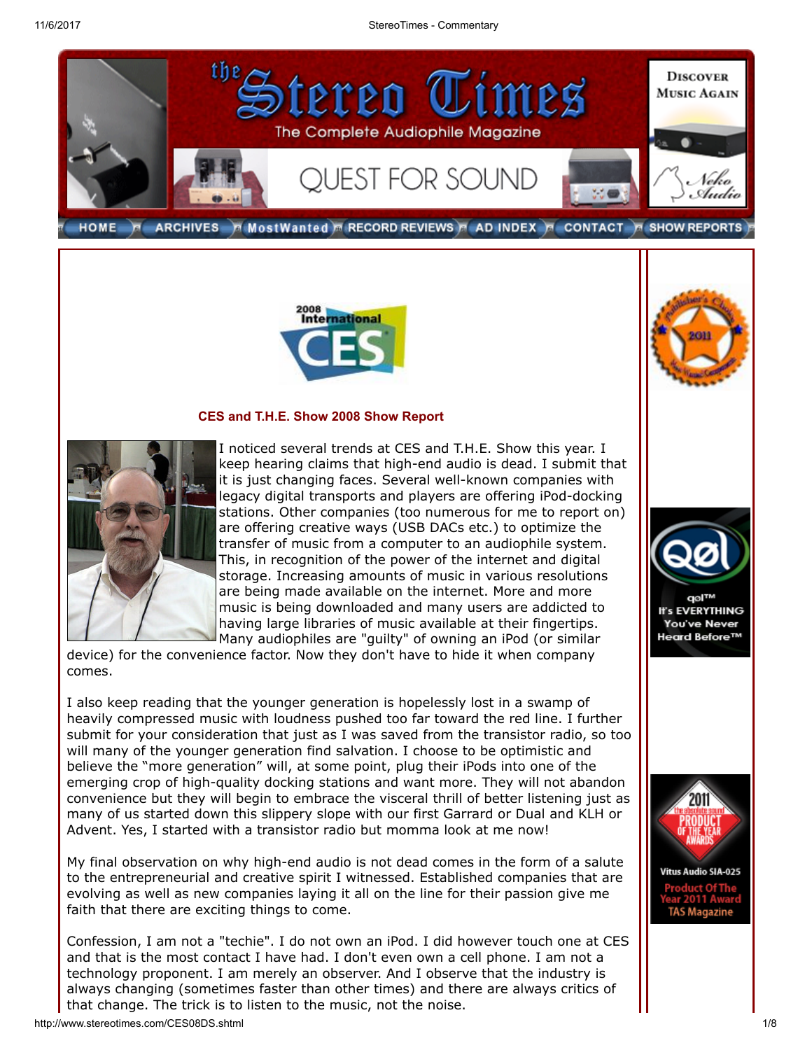## CES and T.H.E. Show 2008 Show Report

I noticed several trends at CES and T.H.E. Show this year. I keep hearing claims that high-end audio is dead. I submit that it is just changing faces. Several well-known companies with legacy digital transports and players are offering iPod-docking stations. Other companies (too numerous for me to report on) are offering creative ways (USB DACs etc.) to optimize the transfer of music from a computer to an audiophile system. This, in recognition of the power of the internet and digital storage. Increasing amounts of music in various resolutions are being made available on the internet. More and more music is being downloaded and many users are addicted to having large libraries of music available at their fingertips. Many audiophiles are "guilty" of owning an iPod (or similar device) for the convenience factor. Now they don't have to hide it when company comes.

I also keep reading that the younger generation is hopelessly lost in a swamp of heavily compressed music with loudness pushed too far toward the red line. I further submit for your consideration that just as I was saved from the transistor radio, so too will many of the younger generation find salvation. I choose to be optimistic and believe the "more generation" will, at some point, plug their iPods into one of the emerging crop of high-quality docking stations and want more. They will not abandon convenience but they will begin to embrace the visceral thrill of better listening just as many of us started down this slippery slope with our first Garrard or Dual and KLH or Advent. Yes, I started with a transistor radio but momma look at me now!

My final observation on why high-end audio is not dead comes in the form of a salute to the entrepreneurial and creative spirit I witnessed. Established companies that are evolving as well as new companies laying it all on the line for their passion give me faith that there are exciting things to come.

Confession, I am not a "techie". I do not own an iPod. I did however touch one at CES and that is the most contact I have had. I don't even own a cell phone. I am not a technology proponent. I am merely an observer. And I observe that the industry is always changing (sometimes faster than other times) and there are always critics of that change. The trick is to listen to the music, not the noise.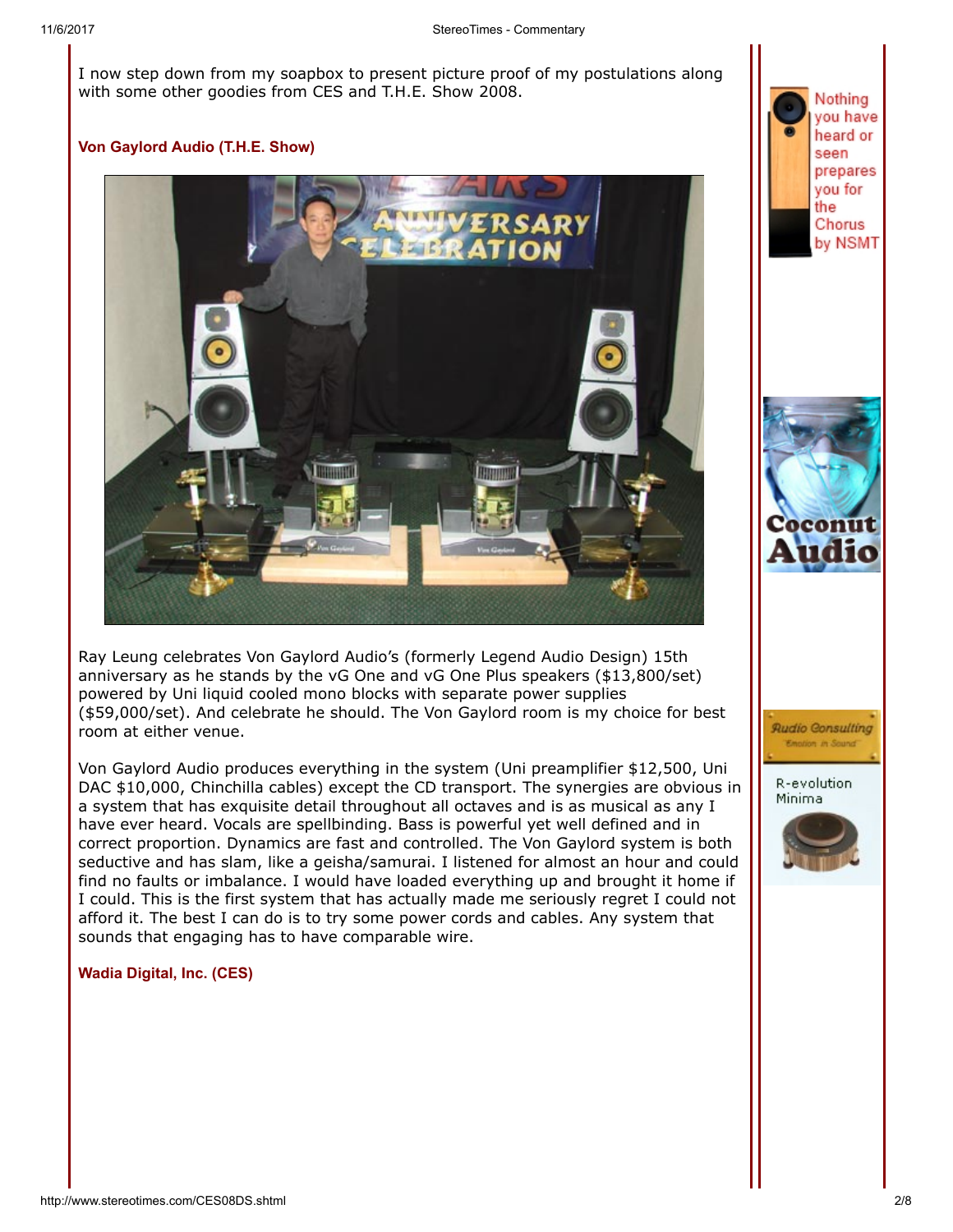I now step down from my soapbox to present picture proof of my postulations along with some other goodies from CES and T.H.E. Show 2008.

**Von Gaylord Audio (T.H.E. Show)**

Ray Leung celebrates Von Gaylord Audio's (formerly Legend Audio Design) 15th anniversary as he stands by the vG One and vG One Plus speakers ($13,800/set) powered by Uni liquid cooled mono blocks with separate power supplies ($59,000/set). And celebrate he should. The Von Gaylord room is my choice for best room at either venue.

Von Gaylord Audio produces everything in the system (Uni preamplifier $12,500, Uni DAC $10,000, Chinchilla cables) except the CD transport. The synergies are obvious in a system that has exquisite detail throughout all octaves and is as musical as any I have ever heard. Vocals are spellbinding. Bass is powerful yet well defined and in correct proportion. Dynamics are fast and controlled. The Von Gaylord system is both seductive and has slam, like a geisha/samurai. I listened for almost an hour and could find no faults or imbalance. I would have loaded everything up and brought it home if I could. This is the first system that has actually made me seriously regret I could not afford it. The best I can do is to try some power cords and cables. Any system that sounds that engaging has to have comparable wire.

**Wadia Digital, Inc. (CES)**